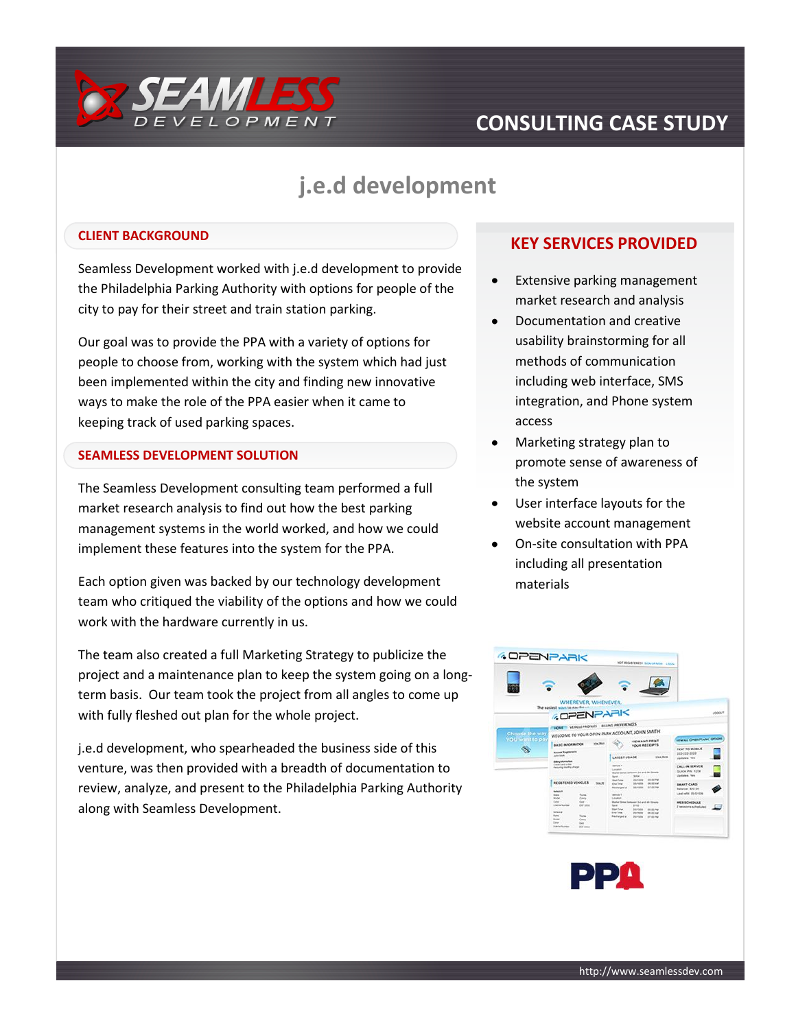# CONSULTING CASE STUDY

# j.e.d development

## CLIENT BACKGROUND

Seamless Development worked with j.e.d development to provide the Philadelphia Parking Authority with options for people of the city to pay for their street and train station parking.

Our goal was to provide the PPA with a variety of options for people to choose from, working with the system which had just been implemented within the city and finding new innovative ways to make the role of the PPA easier when it came to keeping track of used parking spaces.

## SEAMLESS DEVELOPMENT SOLUTION

The Seamless Development consulting team performed a full market research analysis to find out how the best parking management systems in the world worked, and how we could implement these features into the system for the PPA.

Each option given was backed by our technology development team who critiqued the viability of the options and how we could work with the hardware currently in us.

The team also created a full Marketing Strategy to publicize the project and a maintenance plan to keep the system going on a long-term basis. Our team took the project from all angles to come up with fully fleshed out plan for the whole project.

j.e.d development, who spearheaded the business side of this venture, was then provided with a breadth of documentation to review, analyze, and present to the Philadelphia Parking Authority along with Seamless Development.

## KEY SERVICES PROVIDED

- Extensive parking management market research and analysis
- Documentation and creative usability brainstorming for all methods of communication including web interface, SMS integration, and Phone system access
- Marketing strategy plan to promote sense of awareness of the system
- User interface layouts for the website account management
- On-site consultation with PPA including all presentation materials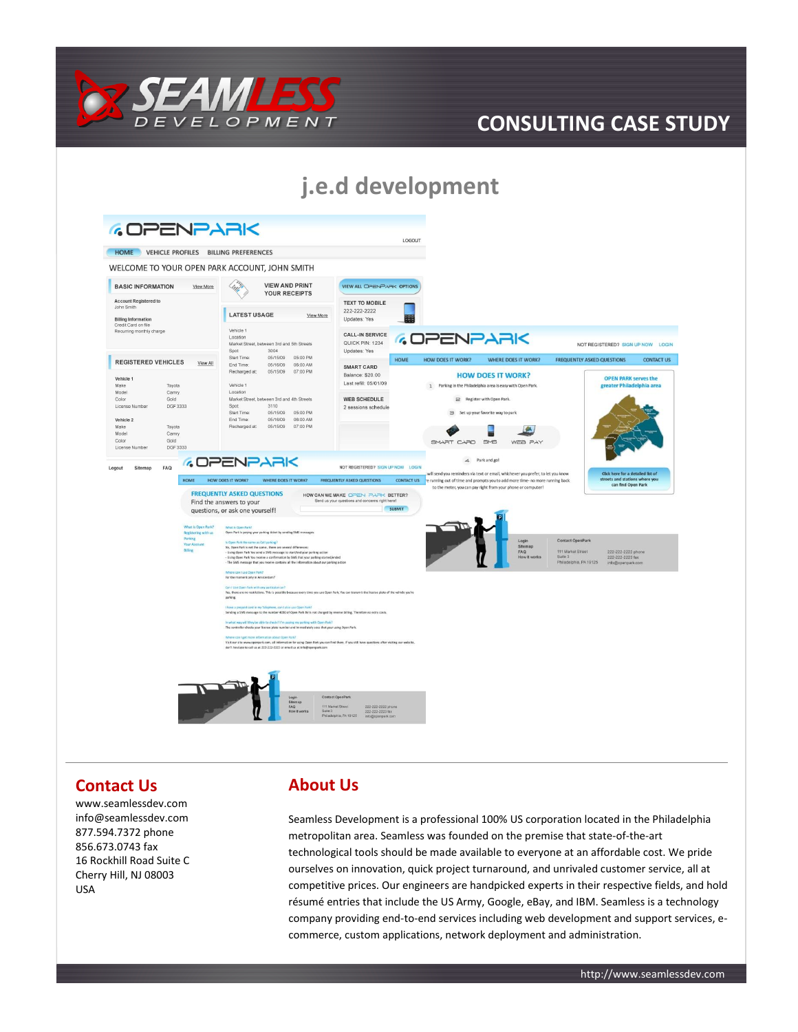# j.e.d development

## Contact Us

www.seamlessdev.com
info@seamlessdev.com
877.594.7372 phone
856.673.0743 fax
16 Rockhill Road Suite C
Cherry Hill, NJ 08003
USA

## About Us

Seamless Development is a professional 100% US corporation located in the Philadelphia metropolitan area. Seamless was founded on the premise that state-of-the-art technological tools should be made available to everyone at an affordable cost. We pride ourselves on innovation, quick project turnaround, and unrivaled customer service, all at competitive prices. Our engineers are handpicked experts in their respective fields, and hold résumé entries that include the US Army, Google, eBay, and IBM. Seamless is a technology company providing end-to-end services including web development and support services, e-commerce, custom applications, network deployment and administration.